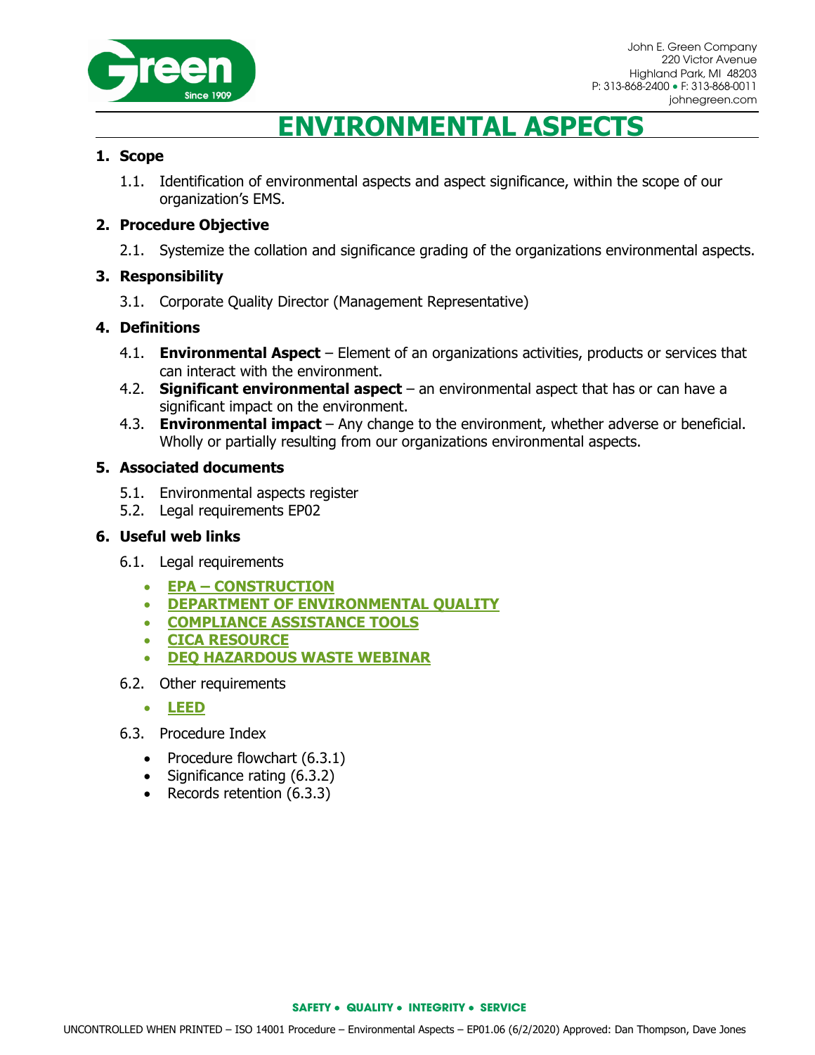John E. Green Company
220 Victor Avenue
Highland Park, MI 48203
P: 313-868-2400 • F: 313-868-0011
johnegreen.com

# ENVIRONMENTAL ASPECTS

## 1. Scope

1.1. Identification of environmental aspects and aspect significance, within the scope of our organization's EMS.

## 2. Procedure Objective

2.1. Systemize the collation and significance grading of the organizations environmental aspects.

## 3. Responsibility

3.1. Corporate Quality Director (Management Representative)

## 4. Definitions

4.1. **Environmental Aspect** – Element of an organizations activities, products or services that can interact with the environment.

4.2. **Significant environmental aspect** – an environmental aspect that has or can have a significant impact on the environment.

4.3. **Environmental impact** – Any change to the environment, whether adverse or beneficial. Wholly or partially resulting from our organizations environmental aspects.

## 5. Associated documents

5.1. Environmental aspects register

5.2. Legal requirements EP02

## 6. Useful web links

6.1. Legal requirements

- **EPA – CONSTRUCTION**
- **DEPARTMENT OF ENVIRONMENTAL QUALITY**
- **COMPLIANCE ASSISTANCE TOOLS**
- **CICA RESOURCE**
- **DEQ HAZARDOUS WASTE WEBINAR**

6.2. Other requirements

- **LEED**

6.3. Procedure Index

- Procedure flowchart (6.3.1)
- Significance rating (6.3.2)
- Records retention (6.3.3)

**SAFETY • QUALITY • INTEGRITY • SERVICE**

UNCONTROLLED WHEN PRINTED – ISO 14001 Procedure – Environmental Aspects – EP01.06 (6/2/2020) Approved: Dan Thompson, Dave Jones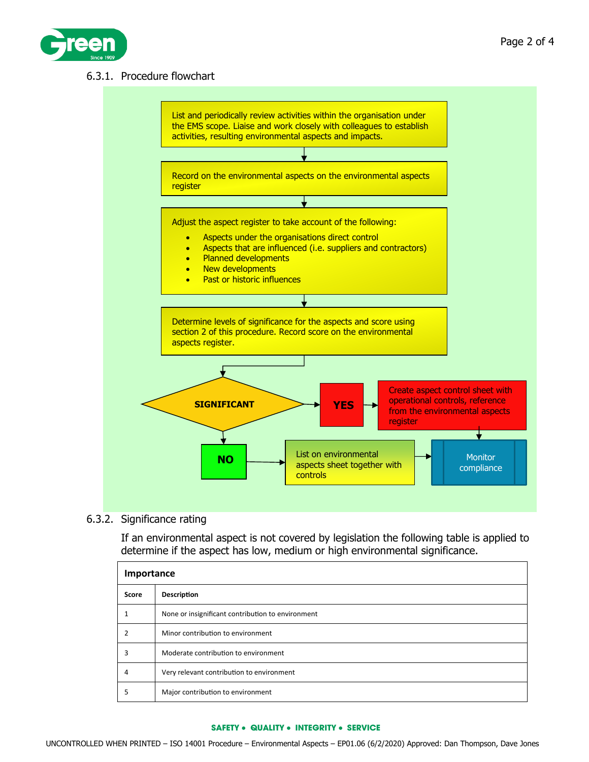### 6.3.1. Procedure flowchart

List and periodically review activities within the organisation under the EMS scope. Liaise and work closely with colleagues to establish activities, resulting environmental aspects and impacts.

↓

Record on the environmental aspects on the environmental aspects register

↓

Adjust the aspect register to take account of the following:

- Aspects under the organisations direct control
- Aspects that are influenced (i.e. suppliers and contractors)
- Planned developments
- New developments
- Past or historic influences

↓

Determine levels of significance for the aspects and score using section 2 of this procedure. Record score on the environmental aspects register.

↓

**SIGNIFICANT**

- **YES** → Create aspect control sheet with operational controls, reference from the environmental aspects register → Monitor compliance
- **NO** → List on environmental aspects sheet together with controls → Monitor compliance

### 6.3.2. Significance rating

If an environmental aspect is not covered by legislation the following table is applied to determine if the aspect has low, medium or high environmental significance.

| **Importance** | |
|---|---|
| **Score** | **Description** |
| 1 | None or insignificant contribution to environment |
| 2 | Minor contribution to environment |
| 3 | Moderate contribution to environment |
| 4 | Very relevant contribution to environment |
| 5 | Major contribution to environment |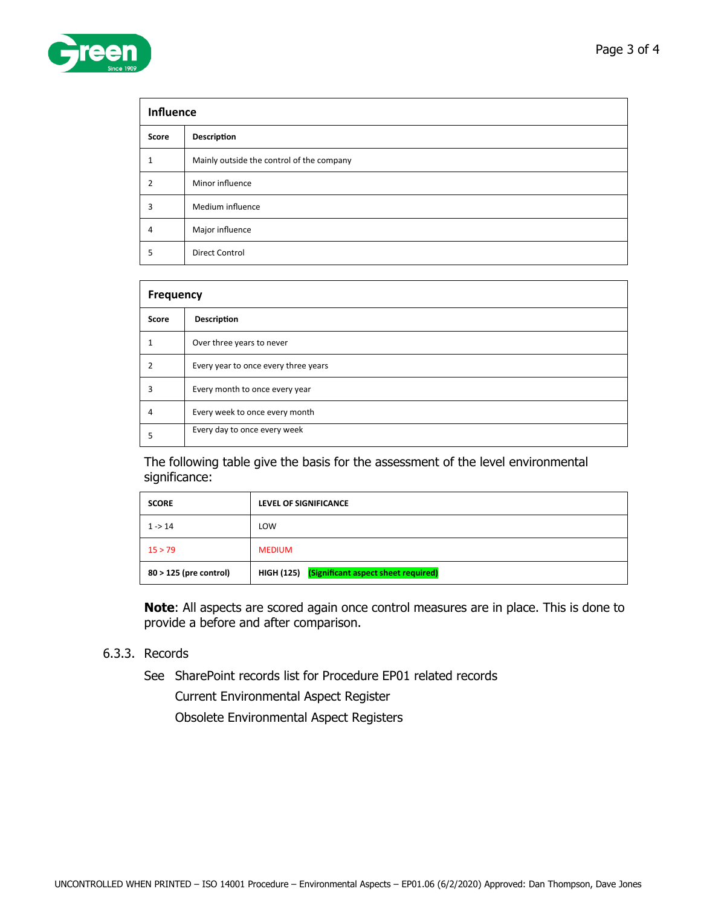| Influence | |
|---|---|
| **Score** | **Description** |
| 1 | Mainly outside the control of the company |
| 2 | Minor influence |
| 3 | Medium influence |
| 4 | Major influence |
| 5 | Direct Control |

| Frequency | |
|---|---|
| **Score** | **Description** |
| 1 | Over three years to never |
| 2 | Every year to once every three years |
| 3 | Every month to once every year |
| 4 | Every week to once every month |
| 5 | Every day to once every week |

The following table give the basis for the assessment of the level environmental significance:

| SCORE | LEVEL OF SIGNIFICANCE |
|---|---|
| 1 -> 14 | LOW |
| 15 > 79 | MEDIUM |
| **80 > 125 (pre control)** | **HIGH (125)** **(Significant aspect sheet required)** |

**Note**: All aspects are scored again once control measures are in place. This is done to provide a before and after comparison.

### 6.3.3. Records

See SharePoint records list for Procedure EP01 related records

- Current Environmental Aspect Register
- Obsolete Environmental Aspect Registers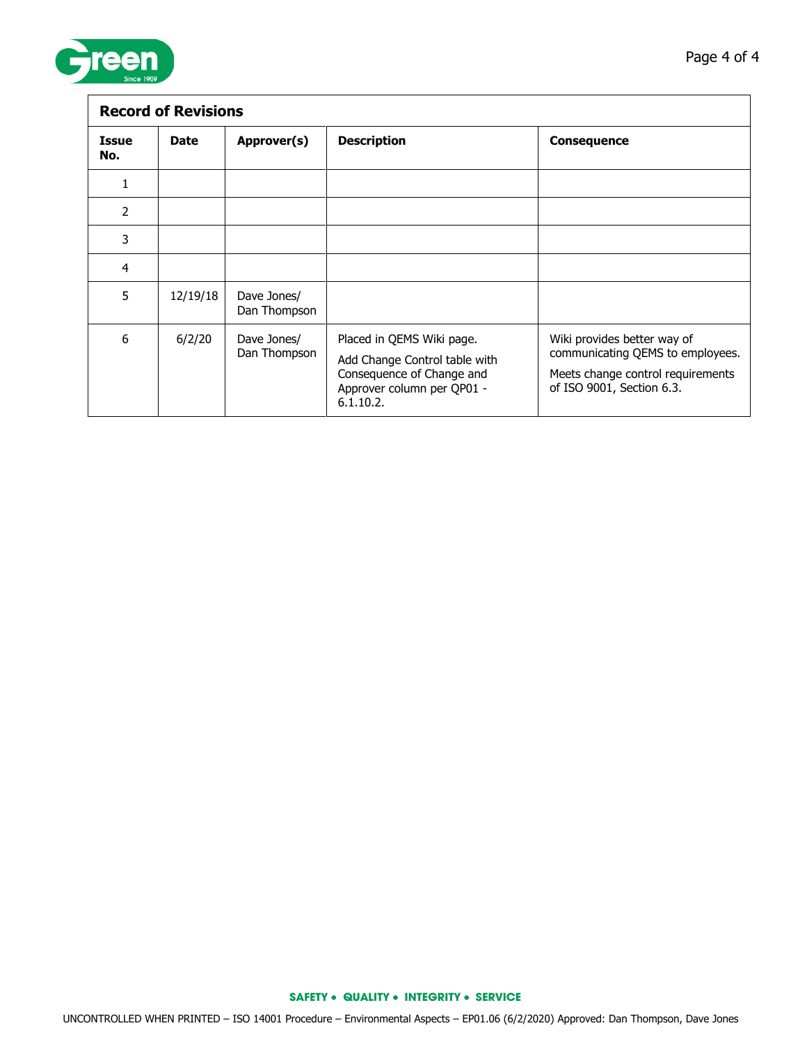| Record of Revisions | | | | |
|---|---|---|---|---|
| **Issue No.** | **Date** | **Approver(s)** | **Description** | **Consequence** |
| 1 | | | | |
| 2 | | | | |
| 3 | | | | |
| 4 | | | | |
| 5 | 12/19/18 | Dave Jones/ Dan Thompson | | |
| 6 | 6/2/20 | Dave Jones/ Dan Thompson | Placed in QEMS Wiki page.<br>Add Change Control table with Consequence of Change and Approver column per QP01 - 6.1.10.2. | Wiki provides better way of communicating QEMS to employees.<br>Meets change control requirements of ISO 9001, Section 6.3. |

**SAFETY • QUALITY • INTEGRITY • SERVICE**

UNCONTROLLED WHEN PRINTED – ISO 14001 Procedure – Environmental Aspects – EP01.06 (6/2/2020) Approved: Dan Thompson, Dave Jones